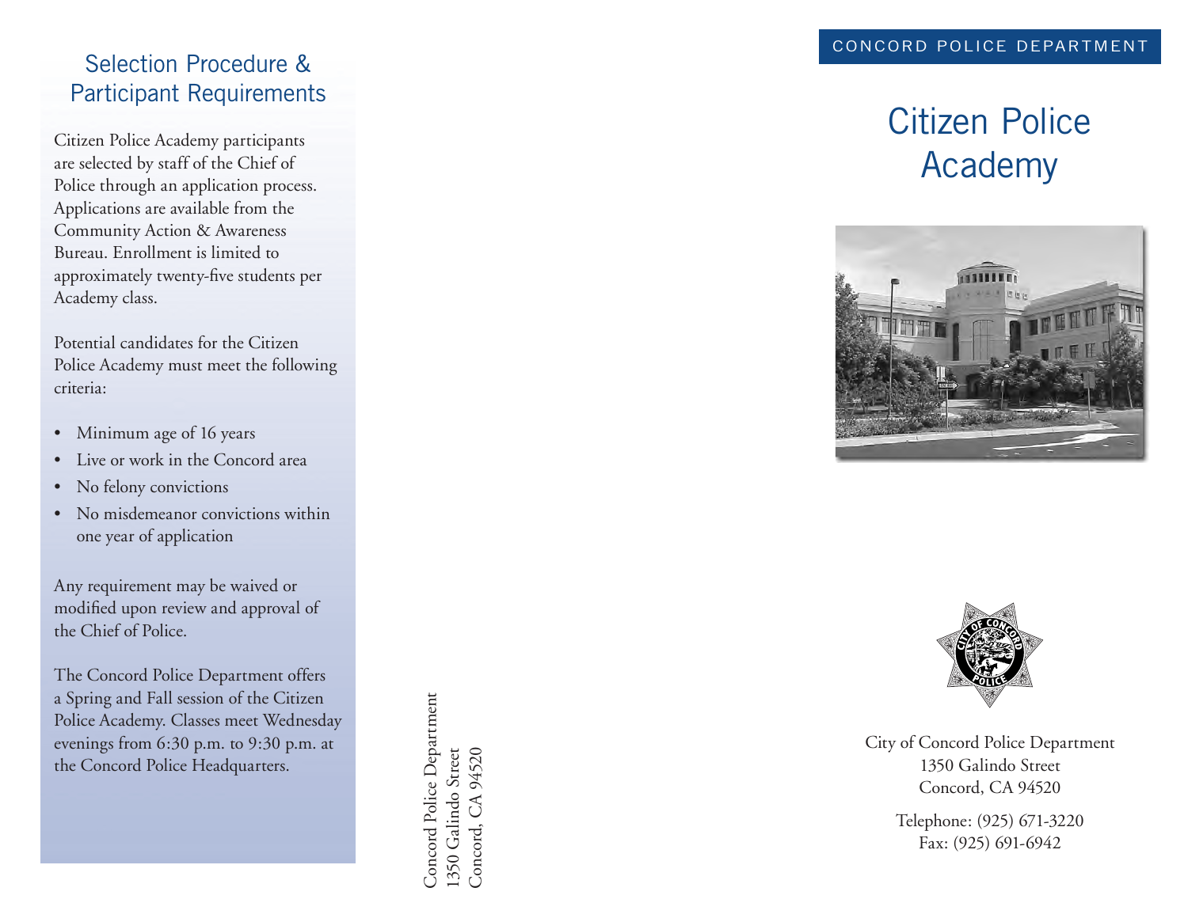## Selection Procedure & Participant Requirements

Citizen Police Academy participants are selected by staff of the Chief of Police through an application process. Applications are available from the Community Action & Awareness Bureau. Enrollment is limited to approximately twenty-five students per Academy class.

Potential candidates for the Citizen Police Academy must meet the following criteria:

- Minimum age of 16 years
- Live or work in the Concord area
- No felony convictions
- No misdemeanor convictions within one year of application

Any requirement may be waived or modified upon review and approval of the Chief of Police.

The Concord Police Department offers a Spring and Fall session of the Citizen Police Academy. Classes meet Wednesday evenings from 6:30 p.m. to 9:30 p.m. at the Concord Police Headquarters.

Concord Police Department
1350 Galindo Street
Concord, CA 94520

CONCORD POLICE DEPARTMENT

# Citizen Police Academy

City of Concord Police Department
1350 Galindo Street
Concord, CA 94520

Telephone: (925) 671-3220
Fax: (925) 691-6942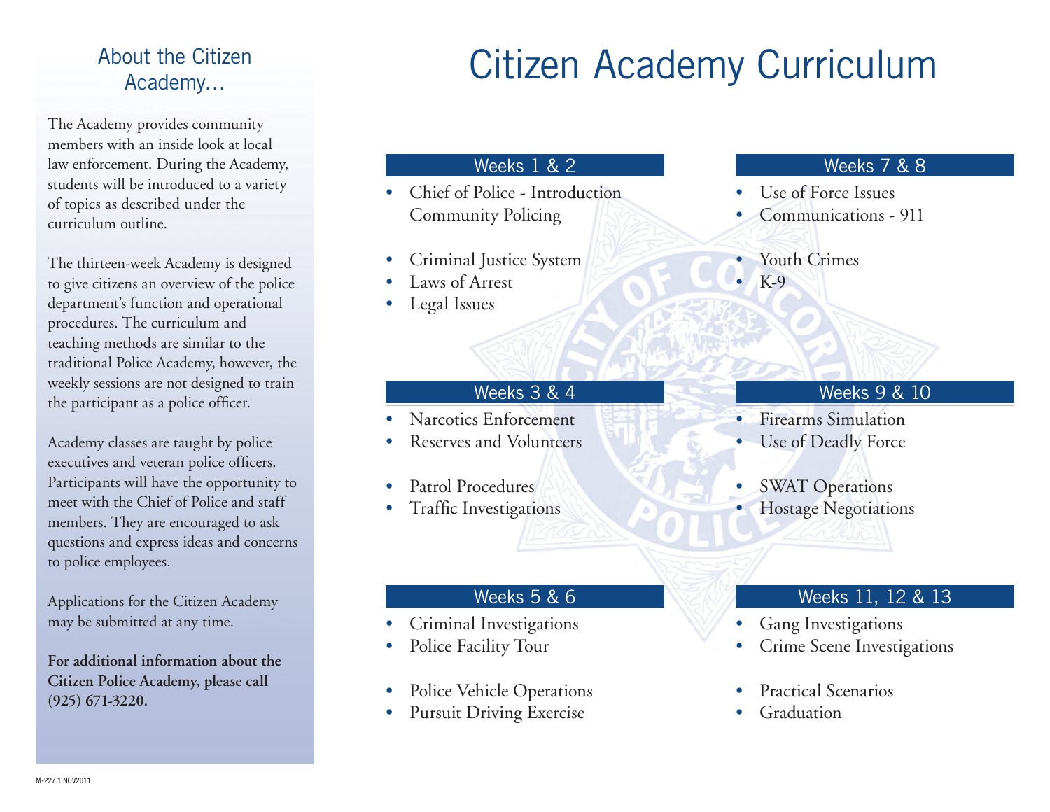## About the Citizen Academy…

The Academy provides community members with an inside look at local law enforcement. During the Academy, students will be introduced to a variety of topics as described under the curriculum outline.

The thirteen-week Academy is designed to give citizens an overview of the police department's function and operational procedures. The curriculum and teaching methods are similar to the traditional Police Academy, however, the weekly sessions are not designed to train the participant as a police officer.

Academy classes are taught by police executives and veteran police officers. Participants will have the opportunity to meet with the Chief of Police and staff members. They are encouraged to ask questions and express ideas and concerns to police employees.

Applications for the Citizen Academy may be submitted at any time.

**For additional information about the Citizen Police Academy, please call (925) 671-3220.**

# Citizen Academy Curriculum

### Weeks 1 & 2

- Chief of Police - Introduction Community Policing
- Criminal Justice System
- Laws of Arrest
- Legal Issues

### Weeks 3 & 4

- Narcotics Enforcement
- Reserves and Volunteers
- Patrol Procedures
- Traffic Investigations

### Weeks 5 & 6

- Criminal Investigations
- Police Facility Tour
- Police Vehicle Operations
- Pursuit Driving Exercise

### Weeks 7 & 8

- Use of Force Issues
- Communications - 911
- Youth Crimes
- K-9

### Weeks 9 & 10

- Firearms Simulation
- Use of Deadly Force
- SWAT Operations
- Hostage Negotiations

### Weeks 11, 12 & 13

- Gang Investigations
- Crime Scene Investigations
- Practical Scenarios
- Graduation

M-227.1 NOV2011